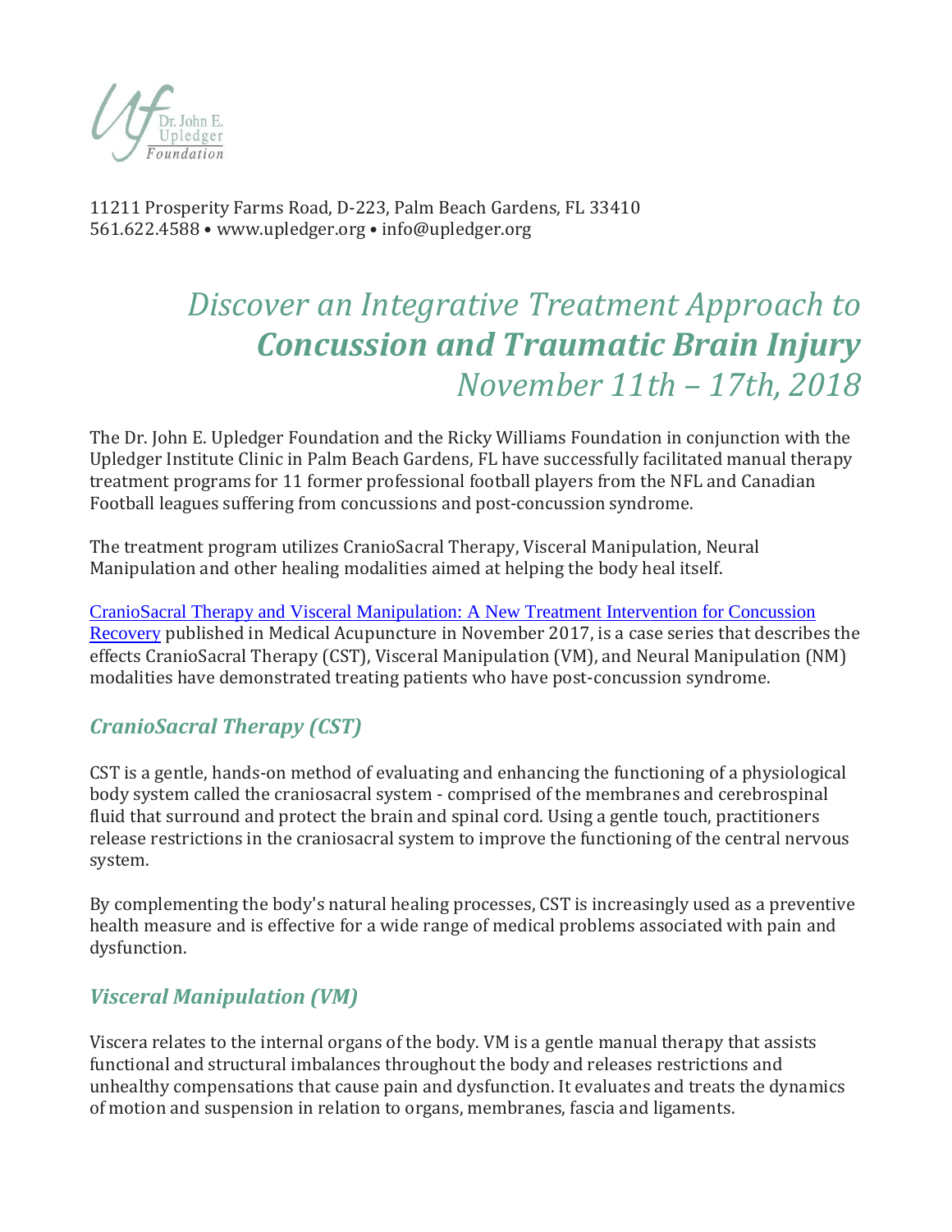Dr. John E. Upledger Foundation

11211 Prosperity Farms Road, D-223, Palm Beach Gardens, FL 33410
561.622.4588 • www.upledger.org • info@upledger.org

# *Discover an Integrative Treatment Approach to* ***Concussion and Traumatic Brain Injury*** *November 11th – 17th, 2018*

The Dr. John E. Upledger Foundation and the Ricky Williams Foundation in conjunction with the Upledger Institute Clinic in Palm Beach Gardens, FL have successfully facilitated manual therapy treatment programs for 11 former professional football players from the NFL and Canadian Football leagues suffering from concussions and post-concussion syndrome.

The treatment program utilizes CranioSacral Therapy, Visceral Manipulation, Neural Manipulation and other healing modalities aimed at helping the body heal itself.

CranioSacral Therapy and Visceral Manipulation: A New Treatment Intervention for Concussion Recovery published in Medical Acupuncture in November 2017, is a case series that describes the effects CranioSacral Therapy (CST), Visceral Manipulation (VM), and Neural Manipulation (NM) modalities have demonstrated treating patients who have post-concussion syndrome.

## *CranioSacral Therapy (CST)*

CST is a gentle, hands-on method of evaluating and enhancing the functioning of a physiological body system called the craniosacral system - comprised of the membranes and cerebrospinal fluid that surround and protect the brain and spinal cord. Using a gentle touch, practitioners release restrictions in the craniosacral system to improve the functioning of the central nervous system.

By complementing the body's natural healing processes, CST is increasingly used as a preventive health measure and is effective for a wide range of medical problems associated with pain and dysfunction.

## *Visceral Manipulation (VM)*

Viscera relates to the internal organs of the body. VM is a gentle manual therapy that assists functional and structural imbalances throughout the body and releases restrictions and unhealthy compensations that cause pain and dysfunction. It evaluates and treats the dynamics of motion and suspension in relation to organs, membranes, fascia and ligaments.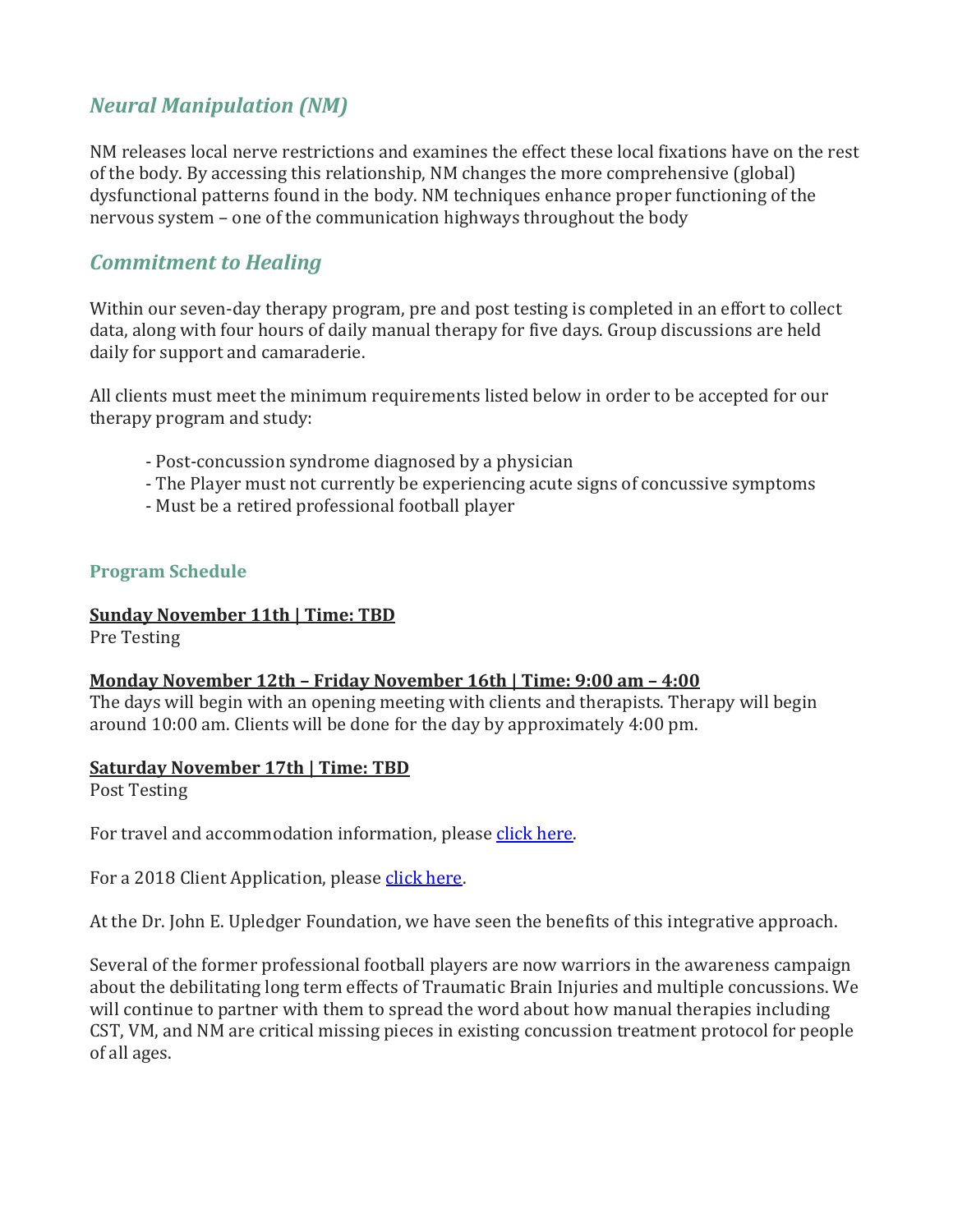## *Neural Manipulation (NM)*

NM releases local nerve restrictions and examines the effect these local fixations have on the rest of the body. By accessing this relationship, NM changes the more comprehensive (global) dysfunctional patterns found in the body. NM techniques enhance proper functioning of the nervous system – one of the communication highways throughout the body

## *Commitment to Healing*

Within our seven-day therapy program, pre and post testing is completed in an effort to collect data, along with four hours of daily manual therapy for five days. Group discussions are held daily for support and camaraderie.

All clients must meet the minimum requirements listed below in order to be accepted for our therapy program and study:

- Post-concussion syndrome diagnosed by a physician
- The Player must not currently be experiencing acute signs of concussive symptoms
- Must be a retired professional football player

### Program Schedule

**Sunday November 11th | Time: TBD**
Pre Testing

**Monday November 12th – Friday November 16th | Time: 9:00 am – 4:00**
The days will begin with an opening meeting with clients and therapists. Therapy will begin around 10:00 am. Clients will be done for the day by approximately 4:00 pm.

**Saturday November 17th | Time: TBD**
Post Testing

For travel and accommodation information, please click here.

For a 2018 Client Application, please click here.

At the Dr. John E. Upledger Foundation, we have seen the benefits of this integrative approach.

Several of the former professional football players are now warriors in the awareness campaign about the debilitating long term effects of Traumatic Brain Injuries and multiple concussions. We will continue to partner with them to spread the word about how manual therapies including CST, VM, and NM are critical missing pieces in existing concussion treatment protocol for people of all ages.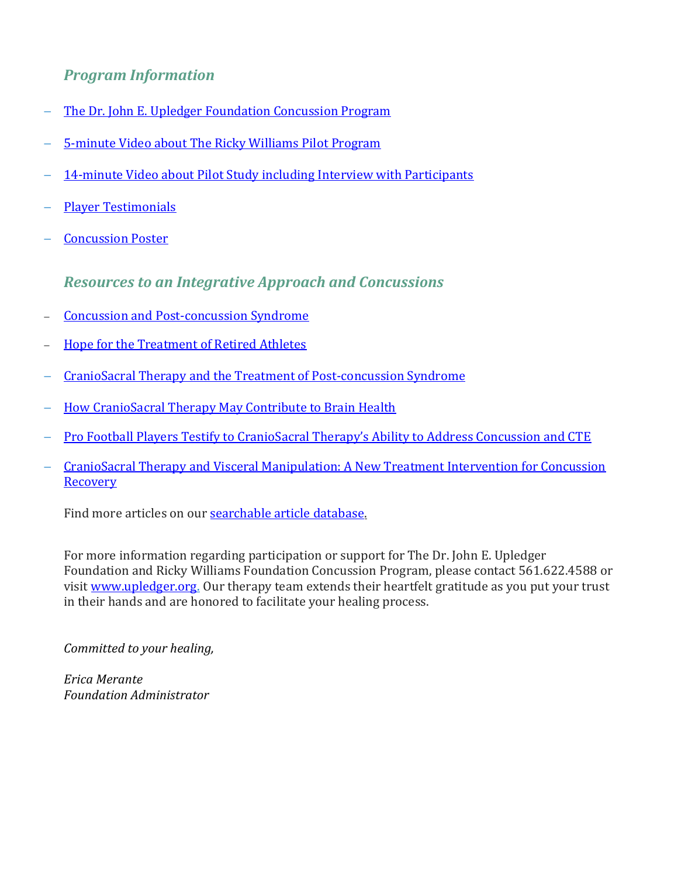## *Program Information*

- The Dr. John E. Upledger Foundation Concussion Program
- 5-minute Video about The Ricky Williams Pilot Program
- 14-minute Video about Pilot Study including Interview with Participants
- Player Testimonials
- Concussion Poster

## *Resources to an Integrative Approach and Concussions*

- Concussion and Post-concussion Syndrome
- Hope for the Treatment of Retired Athletes
- CranioSacral Therapy and the Treatment of Post-concussion Syndrome
- How CranioSacral Therapy May Contribute to Brain Health
- Pro Football Players Testify to CranioSacral Therapy's Ability to Address Concussion and CTE
- CranioSacral Therapy and Visceral Manipulation: A New Treatment Intervention for Concussion Recovery

Find more articles on our searchable article database.

For more information regarding participation or support for The Dr. John E. Upledger Foundation and Ricky Williams Foundation Concussion Program, please contact 561.622.4588 or visit www.upledger.org. Our therapy team extends their heartfelt gratitude as you put your trust in their hands and are honored to facilitate your healing process.

*Committed to your healing,*

*Erica Merante*
*Foundation Administrator*